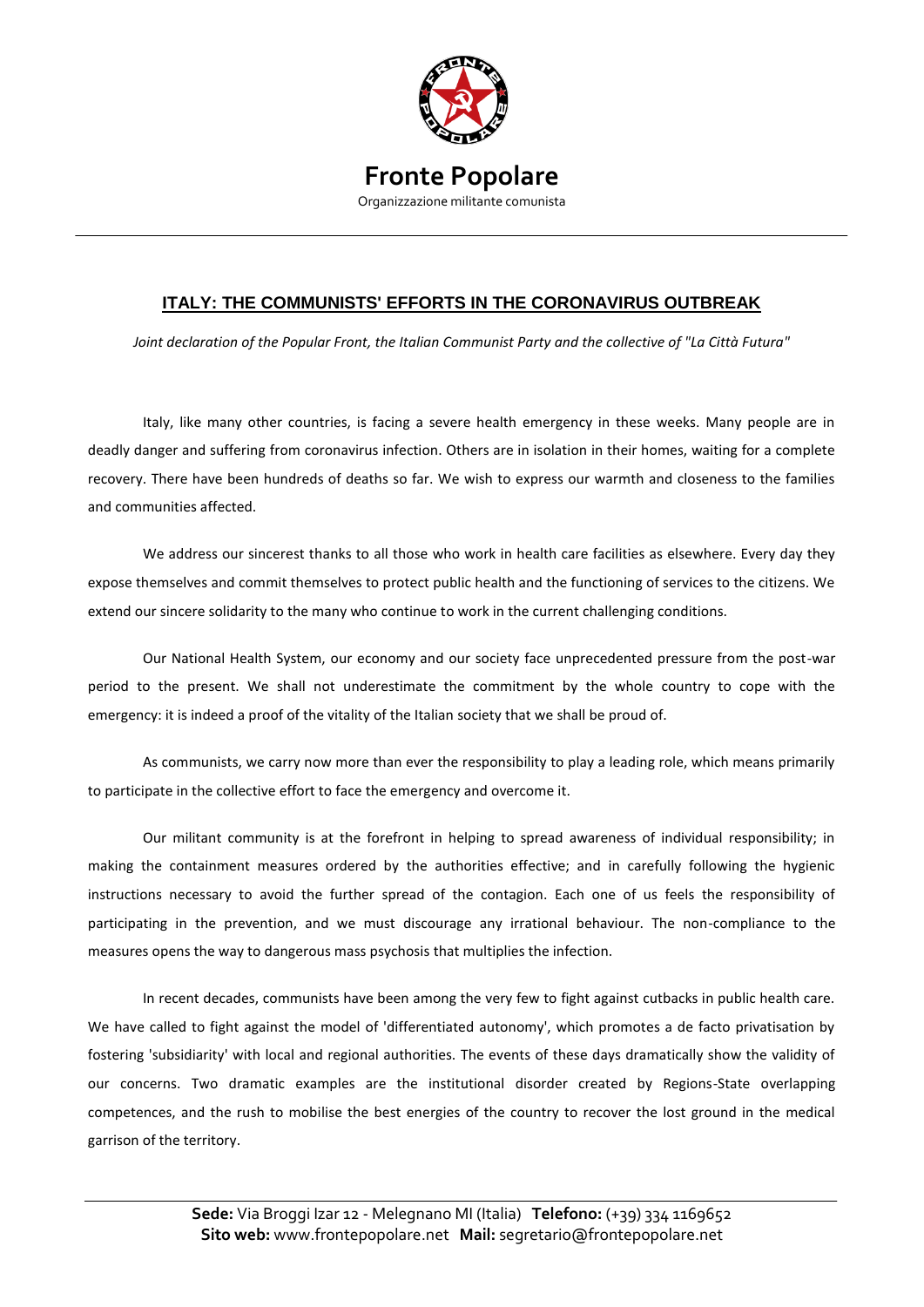**Fronte Popolare**

Organizzazione militante comunista

## ITALY: THE COMMUNISTS' EFFORTS IN THE CORONAVIRUS OUTBREAK

*Joint declaration of the Popular Front, the Italian Communist Party and the collective of "La Città Futura"*

Italy, like many other countries, is facing a severe health emergency in these weeks. Many people are in deadly danger and suffering from coronavirus infection. Others are in isolation in their homes, waiting for a complete recovery. There have been hundreds of deaths so far. We wish to express our warmth and closeness to the families and communities affected.

We address our sincerest thanks to all those who work in health care facilities as elsewhere. Every day they expose themselves and commit themselves to protect public health and the functioning of services to the citizens. We extend our sincere solidarity to the many who continue to work in the current challenging conditions.

Our National Health System, our economy and our society face unprecedented pressure from the post-war period to the present. We shall not underestimate the commitment by the whole country to cope with the emergency: it is indeed a proof of the vitality of the Italian society that we shall be proud of.

As communists, we carry now more than ever the responsibility to play a leading role, which means primarily to participate in the collective effort to face the emergency and overcome it.

Our militant community is at the forefront in helping to spread awareness of individual responsibility; in making the containment measures ordered by the authorities effective; and in carefully following the hygienic instructions necessary to avoid the further spread of the contagion. Each one of us feels the responsibility of participating in the prevention, and we must discourage any irrational behaviour. The non-compliance to the measures opens the way to dangerous mass psychosis that multiplies the infection.

In recent decades, communists have been among the very few to fight against cutbacks in public health care. We have called to fight against the model of 'differentiated autonomy', which promotes a de facto privatisation by fostering 'subsidiarity' with local and regional authorities. The events of these days dramatically show the validity of our concerns. Two dramatic examples are the institutional disorder created by Regions-State overlapping competences, and the rush to mobilise the best energies of the country to recover the lost ground in the medical garrison of the territory.

**Sede:** Via Broggi Izar 12 - Melegnano MI (Italia) **Telefono:** (+39) 334 1169652
**Sito web:** www.frontepopolare.net **Mail:** segretario@frontepopolare.net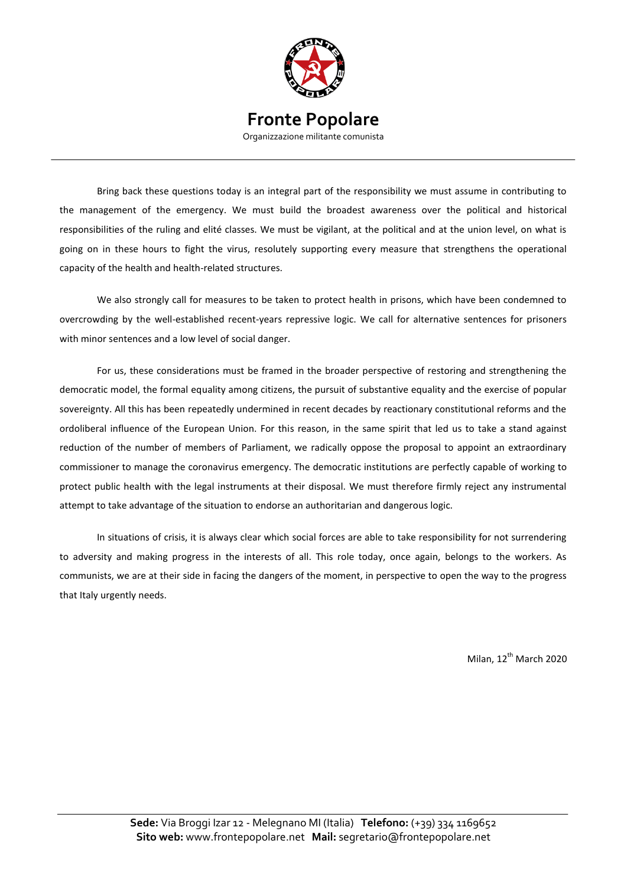Bring back these questions today is an integral part of the responsibility we must assume in contributing to the management of the emergency. We must build the broadest awareness over the political and historical responsibilities of the ruling and elité classes. We must be vigilant, at the political and at the union level, on what is going on in these hours to fight the virus, resolutely supporting every measure that strengthens the operational capacity of the health and health-related structures.

We also strongly call for measures to be taken to protect health in prisons, which have been condemned to overcrowding by the well-established recent-years repressive logic. We call for alternative sentences for prisoners with minor sentences and a low level of social danger.

For us, these considerations must be framed in the broader perspective of restoring and strengthening the democratic model, the formal equality among citizens, the pursuit of substantive equality and the exercise of popular sovereignty. All this has been repeatedly undermined in recent decades by reactionary constitutional reforms and the ordoliberal influence of the European Union. For this reason, in the same spirit that led us to take a stand against reduction of the number of members of Parliament, we radically oppose the proposal to appoint an extraordinary commissioner to manage the coronavirus emergency. The democratic institutions are perfectly capable of working to protect public health with the legal instruments at their disposal. We must therefore firmly reject any instrumental attempt to take advantage of the situation to endorse an authoritarian and dangerous logic.

In situations of crisis, it is always clear which social forces are able to take responsibility for not surrendering to adversity and making progress in the interests of all. This role today, once again, belongs to the workers. As communists, we are at their side in facing the dangers of the moment, in perspective to open the way to the progress that Italy urgently needs.

Milan, 12th March 2020